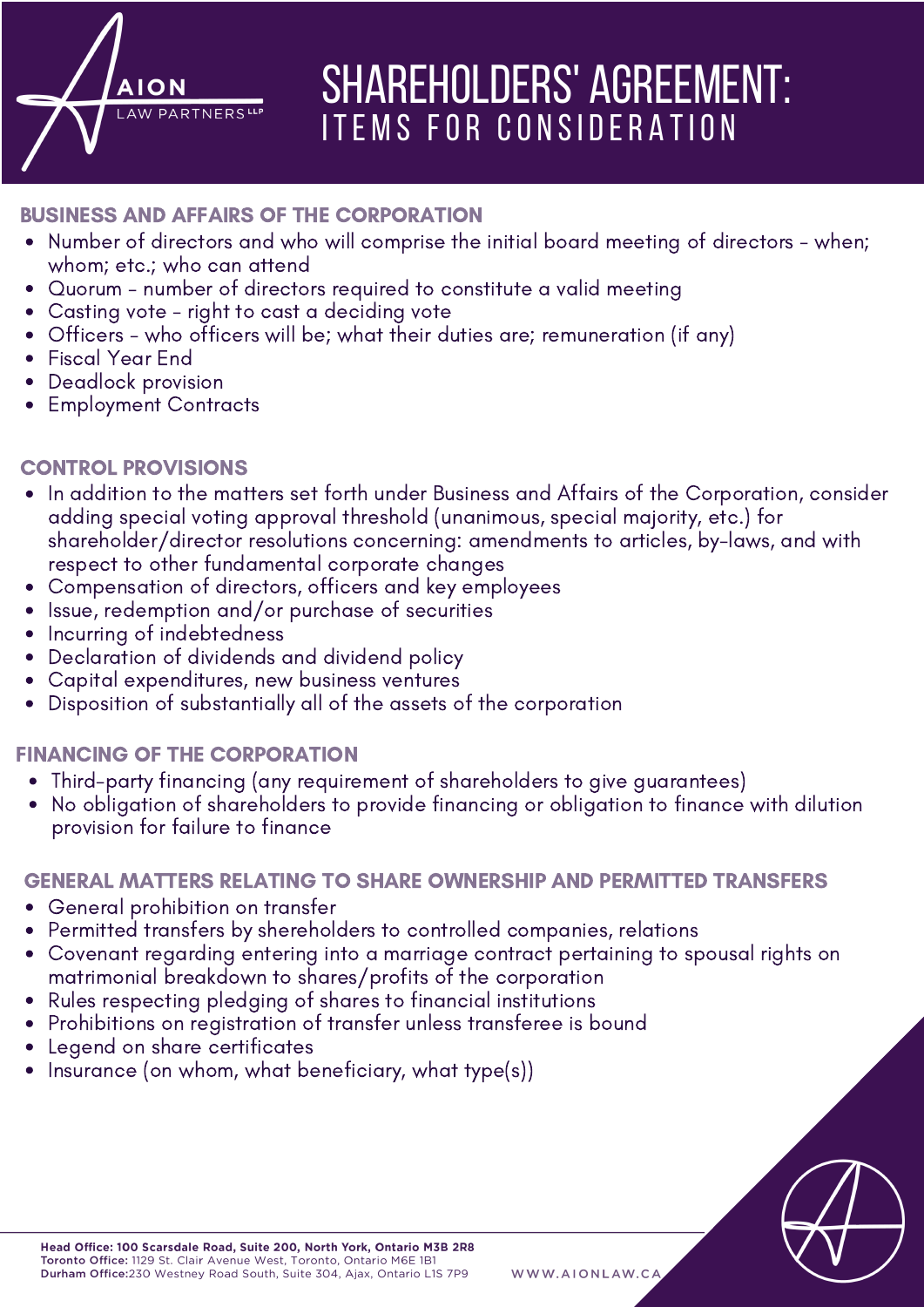AION LAW PARTNERS LLP

# SHAREHOLDERS' AGREEMENT: ITEMS FOR CONSIDERATION

## BUSINESS AND AFFAIRS OF THE CORPORATION

- Number of directors and who will comprise the initial board meeting of directors - when; whom; etc.; who can attend
- Quorum - number of directors required to constitute a valid meeting
- Casting vote - right to cast a deciding vote
- Officers - who officers will be; what their duties are; remuneration (if any)
- Fiscal Year End
- Deadlock provision
- Employment Contracts

## CONTROL PROVISIONS

- In addition to the matters set forth under Business and Affairs of the Corporation, consider adding special voting approval threshold (unanimous, special majority, etc.) for shareholder/director resolutions concerning: amendments to articles, by-laws, and with respect to other fundamental corporate changes
- Compensation of directors, officers and key employees
- Issue, redemption and/or purchase of securities
- Incurring of indebtedness
- Declaration of dividends and dividend policy
- Capital expenditures, new business ventures
- Disposition of substantially all of the assets of the corporation

## FINANCING OF THE CORPORATION

- Third-party financing (any requirement of shareholders to give guarantees)
- No obligation of shareholders to provide financing or obligation to finance with dilution provision for failure to finance

## GENERAL MATTERS RELATING TO SHARE OWNERSHIP AND PERMITTED TRANSFERS

- General prohibition on transfer
- Permitted transfers by shereholders to controlled companies, relations
- Covenant regarding entering into a marriage contract pertaining to spousal rights on matrimonial breakdown to shares/profits of the corporation
- Rules respecting pledging of shares to financial institutions
- Prohibitions on registration of transfer unless transferee is bound
- Legend on share certificates
- Insurance (on whom, what beneficiary, what type(s))

**Head Office: 100 Scarsdale Road, Suite 200, North York, Ontario M3B 2R8**
**Toronto Office:** 1129 St. Clair Avenue West, Toronto, Ontario M6E 1B1
**Durham Office:** 230 Westney Road South, Suite 304, Ajax, Ontario L1S 7P9

WWW.AIONLAW.CA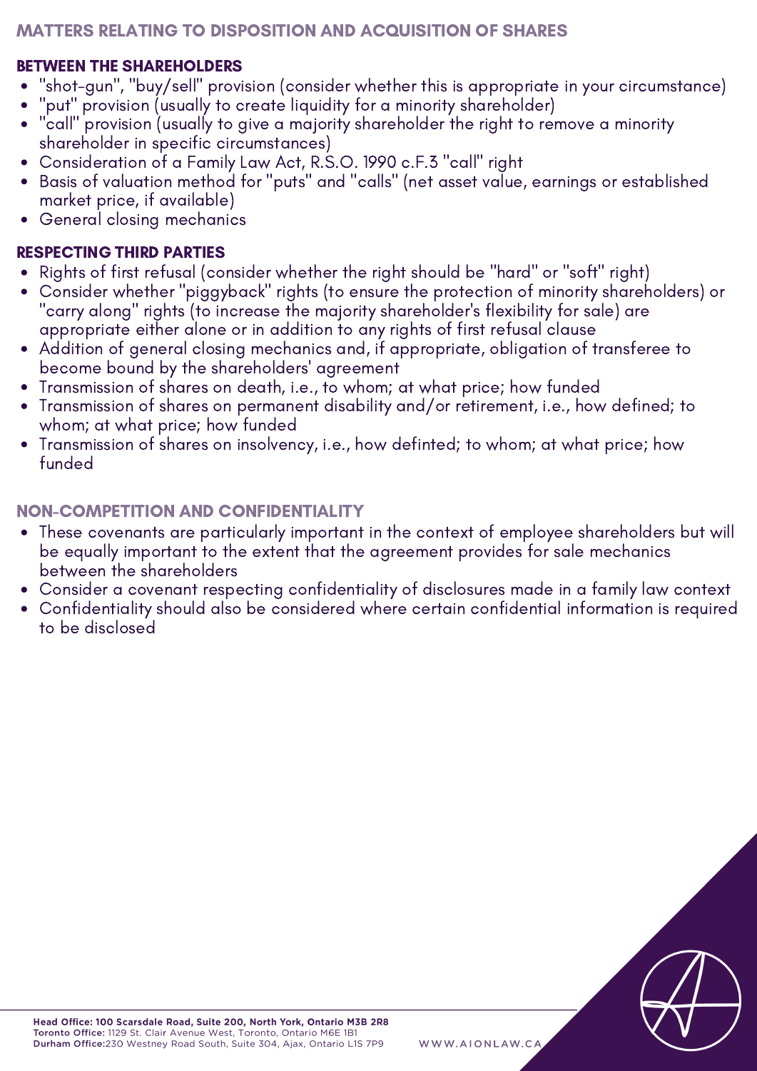## MATTERS RELATING TO DISPOSITION AND ACQUISITION OF SHARES

### BETWEEN THE SHAREHOLDERS

- "shot-gun", "buy/sell" provision (consider whether this is appropriate in your circumstance)
- "put" provision (usually to create liquidity for a minority shareholder)
- "call" provision (usually to give a majority shareholder the right to remove a minority shareholder in specific circumstances)
- Consideration of a Family Law Act, R.S.O. 1990 c.F.3 "call" right
- Basis of valuation method for "puts" and "calls" (net asset value, earnings or established market price, if available)
- General closing mechanics

### RESPECTING THIRD PARTIES

- Rights of first refusal (consider whether the right should be "hard" or "soft" right)
- Consider whether "piggyback" rights (to ensure the protection of minority shareholders) or "carry along" rights (to increase the majority shareholder's flexibility for sale) are appropriate either alone or in addition to any rights of first refusal clause
- Addition of general closing mechanics and, if appropriate, obligation of transferee to become bound by the shareholders' agreement
- Transmission of shares on death, i.e., to whom; at what price; how funded
- Transmission of shares on permanent disability and/or retirement, i.e., how defined; to whom; at what price; how funded
- Transmission of shares on insolvency, i.e., how definted; to whom; at what price; how funded

## NON-COMPETITION AND CONFIDENTIALITY

- These covenants are particularly important in the context of employee shareholders but will be equally important to the extent that the agreement provides for sale mechanics between the shareholders
- Consider a covenant respecting confidentiality of disclosures made in a family law context
- Confidentiality should also be considered where certain confidential information is required to be disclosed

**Head Office: 100 Scarsdale Road, Suite 200, North York, Ontario M3B 2R8**
**Toronto Office:** 1129 St. Clair Avenue West, Toronto, Ontario M6E 1B1
**Durham Office:**230 Westney Road South, Suite 304, Ajax, Ontario L1S 7P9

WWW.AIONLAW.CA